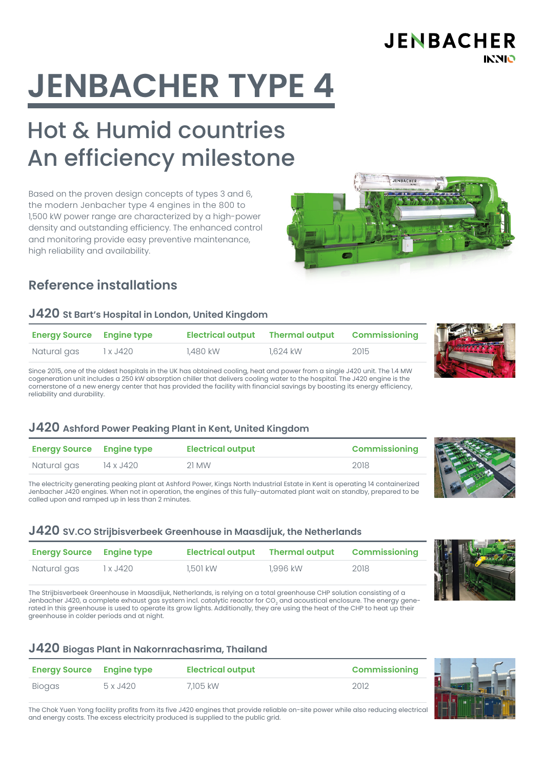JENBACHER
INNIO

# JENBACHER TYPE 4

## Hot & Humid countries
## An efficiency milestone

Based on the proven design concepts of types 3 and 6, the modern Jenbacher type 4 engines in the 800 to 1,500 kW power range are characterized by a high-power density and outstanding efficiency. The enhanced control and monitoring provide easy preventive maintenance, high reliability and availability.

## Reference installations

### J420 St Bart's Hospital in London, United Kingdom

| Energy Source | Engine type | Electrical output | Thermal output | Commissioning |
|---|---|---|---|---|
| Natural gas | 1 x J420 | 1,480 kW | 1,624 kW | 2015 |

Since 2015, one of the oldest hospitals in the UK has obtained cooling, heat and power from a single J420 unit. The 1.4 MW cogeneration unit includes a 250 kW absorption chiller that delivers cooling water to the hospital. The J420 engine is the cornerstone of a new energy center that has provided the facility with financial savings by boosting its energy efficiency, reliability and durability.

### J420 Ashford Power Peaking Plant in Kent, United Kingdom

| Energy Source | Engine type | Electrical output | Commissioning |
|---|---|---|---|
| Natural gas | 14 x J420 | 21 MW | 2018 |

The electricity generating peaking plant at Ashford Power, Kings North Industrial Estate in Kent is operating 14 containerized Jenbacher J420 engines. When not in operation, the engines of this fully-automated plant wait on standby, prepared to be called upon and ramped up in less than 2 minutes.

### J420 SV.CO Strijbisverbeek Greenhouse in Maasdijuk, the Netherlands

| Energy Source | Engine type | Electrical output | Thermal output | Commissioning |
|---|---|---|---|---|
| Natural gas | 1 x J420 | 1,501 kW | 1,996 kW | 2018 |

The Strijbisverbeek Greenhouse in Maasdijuk, Netherlands, is relying on a total greenhouse CHP solution consisting of a Jenbacher J420, a complete exhaust gas system incl. catalytic reactor for $CO_2$ and acoustical enclosure. The energy generated in this greenhouse is used to operate its grow lights. Additionally, they are using the heat of the CHP to heat up their greenhouse in colder periods and at night.

### J420 Biogas Plant in Nakornrachasrima, Thailand

| Energy Source | Engine type | Electrical output | Commissioning |
|---|---|---|---|
| Biogas | 5 x J420 | 7,105 kW | 2012 |

The Chok Yuen Yong facility profits from its five J420 engines that provide reliable on-site power while also reducing electrical and energy costs. The excess electricity produced is supplied to the public grid.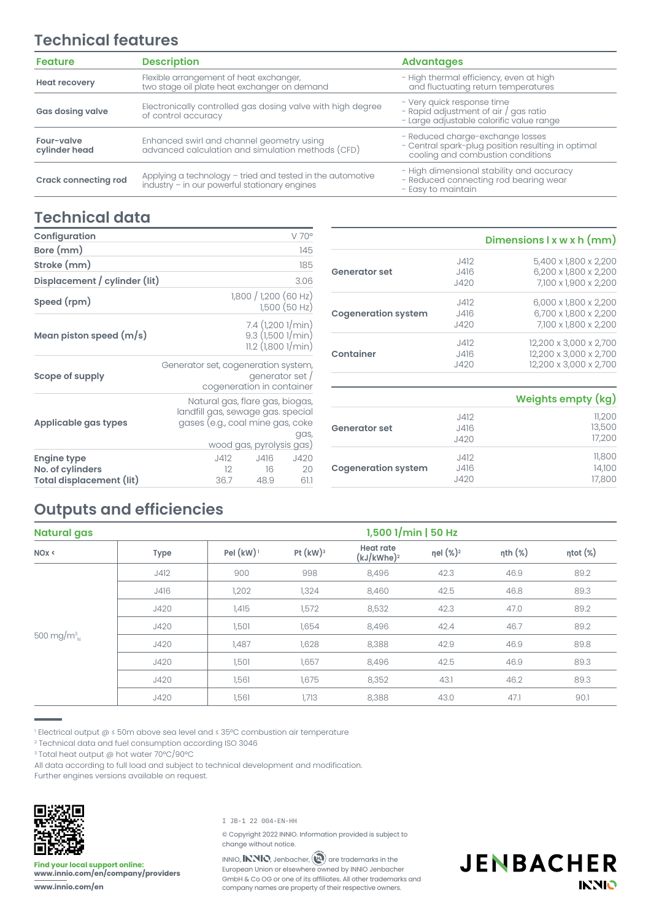## Technical features

| Feature | Description | Advantages |
|---|---|---|
| Heat recovery | Flexible arrangement of heat exchanger, two stage oil plate heat exchanger on demand | - High thermal efficiency, even at high and fluctuating return temperatures |
| Gas dosing valve | Electronically controlled gas dosing valve with high degree of control accuracy | - Very quick response time<br>- Rapid adjustment of air / gas ratio<br>- Large adjustable calorific value range |
| Four-valve cylinder head | Enhanced swirl and channel geometry using advanced calculation and simulation methods (CFD) | - Reduced charge-exchange losses<br>- Central spark-plug position resulting in optimal cooling and combustion conditions |
| Crack connecting rod | Applying a technology – tried and tested in the automotive industry – in our powerful stationary engines | - High dimensional stability and accuracy<br>- Reduced connecting rod bearing wear<br>- Easy to maintain |

## Technical data

| | | | |
|---|---|---|---|
| Configuration | V 70° | | |
| Bore (mm) | 145 | | |
| Stroke (mm) | 185 | | |
| Displacement / cylinder (lit) | 3.06 | | |
| Speed (rpm) | 1,800 / 1,200 (60 Hz)<br>1,500 (50 Hz) | | |
| Mean piston speed (m/s) | 7.4 (1,200 1/min)<br>9.3 (1,500 1/min)<br>11.2 (1,800 1/min) | | |
| Scope of supply | Generator set, cogeneration system, generator set / cogeneration in container | | |
| Applicable gas types | Natural gas, flare gas, biogas, landfill gas, sewage gas. special gases (e.g., coal mine gas, coke gas, wood gas, pyrolysis gas) | | |
| Engine type | J412 | J416 | J420 |
| No. of cylinders | 12 | 16 | 20 |
| Total displacement (lit) | 36.7 | 48.9 | 61.1 |

| | | Dimensions l x w x h (mm) |
|---|---|---|
| Generator set | J412 | 5,400 x 1,800 x 2,200 |
| | J416 | 6,200 x 1,800 x 2,200 |
| | J420 | 7,100 x 1,900 x 2,200 |
| Cogeneration system | J412 | 6,000 x 1,800 x 2,200 |
| | J416 | 6,700 x 1,800 x 2,200 |
| | J420 | 7,100 x 1,800 x 2,200 |
| Container | J412 | 12,200 x 3,000 x 2,700 |
| | J416 | 12,200 x 3,000 x 2,700 |
| | J420 | 12,200 x 3,000 x 2,700 |

| | | Weights empty (kg) |
|---|---|---|
| Generator set | J412 | 11,200 |
| | J416 | 13,500 |
| | J420 | 17,200 |
| Cogeneration system | J412 | 11,800 |
| | J416 | 14,100 |
| | J420 | 17,800 |

## Outputs and efficiencies

| Natural gas | 1,500 1/min \| 50 Hz | | | | | | |
|---|---|---|---|---|---|---|---|
| NOx < | Type | Pel (kW)[1] | Pt (kW)[3] | Heat rate (kJ/kWhe)[2] | ηel (%)[2] | ηth (%) | ηtot (%) |
| 500 mg/m³N | J412 | 900 | 998 | 8,496 | 42.3 | 46.9 | 89.2 |
| | J416 | 1,202 | 1,324 | 8,460 | 42.5 | 46.8 | 89.3 |
| | J420 | 1,415 | 1,572 | 8,532 | 42.3 | 47.0 | 89.2 |
| | J420 | 1,501 | 1,654 | 8,496 | 42.4 | 46.7 | 89.2 |
| | J420 | 1,487 | 1,628 | 8,388 | 42.9 | 46.9 | 89.8 |
| | J420 | 1,501 | 1,657 | 8,496 | 42.5 | 46.9 | 89.3 |
| | J420 | 1,561 | 1,675 | 8,352 | 43.1 | 46.2 | 89.3 |
| | J420 | 1,561 | 1,713 | 8,388 | 43.0 | 47.1 | 90.1 |

[1] Electrical output @ ≤ 50m above sea level and ≤ 35°C combustion air temperature
[2] Technical data and fuel consumption according ISO 3046
[3] Total heat output @ hot water 70°C/90°C
All data according to full load and subject to technical development and modification.
Further engines versions available on request.

**Find your local support online:**
**www.innio.com/en/company/providers**

**www.innio.com/en**

I JB-1 22 004-EN-HH

© Copyright 2022 INNIO. Information provided is subject to change without notice.

INNIO, INNIO, Jenbacher, are trademarks in the European Union or elsewhere owned by INNIO Jenbacher GmbH & Co OG or one of its affiliates. All other trademarks and company names are property of their respective owners.

JENBACHER
INNIO